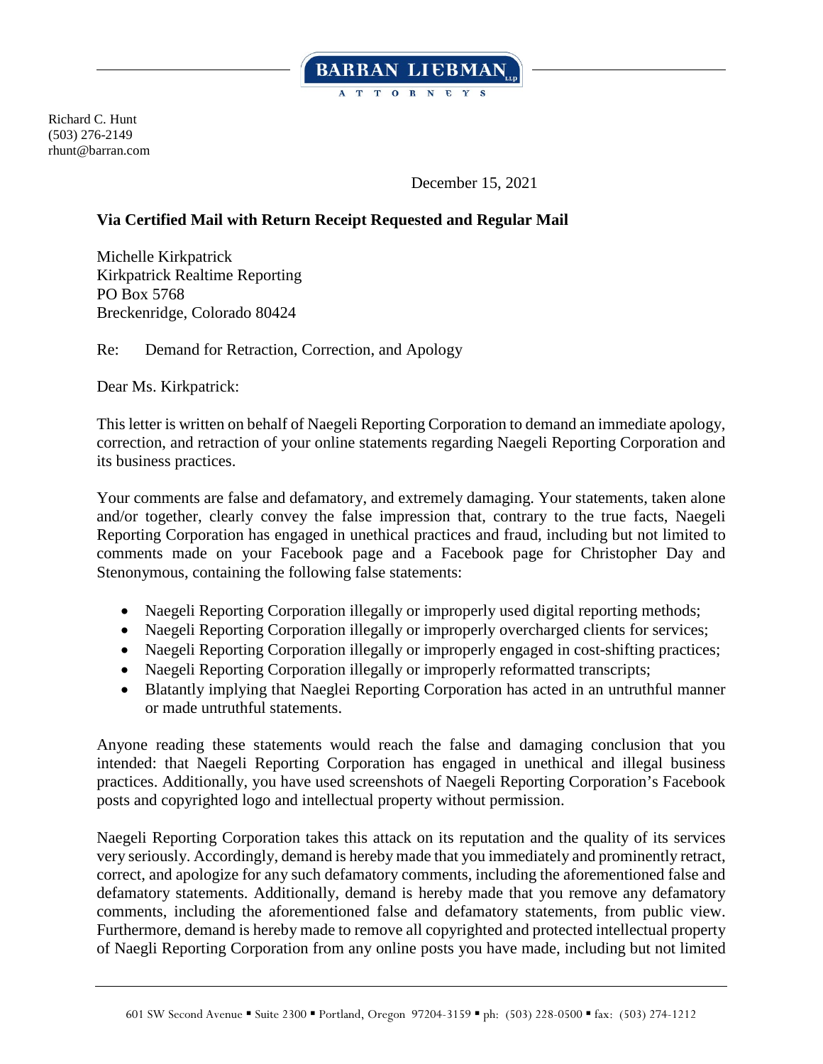BARRAN LIEBMAN LLP
ATTORNEYS

Richard C. Hunt
(503) 276-2149
rhunt@barran.com

December 15, 2021

**Via Certified Mail with Return Receipt Requested and Regular Mail**

Michelle Kirkpatrick
Kirkpatrick Realtime Reporting
PO Box 5768
Breckenridge, Colorado 80424

Re: Demand for Retraction, Correction, and Apology

Dear Ms. Kirkpatrick:

This letter is written on behalf of Naegeli Reporting Corporation to demand an immediate apology, correction, and retraction of your online statements regarding Naegeli Reporting Corporation and its business practices.

Your comments are false and defamatory, and extremely damaging. Your statements, taken alone and/or together, clearly convey the false impression that, contrary to the true facts, Naegeli Reporting Corporation has engaged in unethical practices and fraud, including but not limited to comments made on your Facebook page and a Facebook page for Christopher Day and Stenonymous, containing the following false statements:

- Naegeli Reporting Corporation illegally or improperly used digital reporting methods;
- Naegeli Reporting Corporation illegally or improperly overcharged clients for services;
- Naegeli Reporting Corporation illegally or improperly engaged in cost-shifting practices;
- Naegeli Reporting Corporation illegally or improperly reformatted transcripts;
- Blatantly implying that Naeglei Reporting Corporation has acted in an untruthful manner or made untruthful statements.

Anyone reading these statements would reach the false and damaging conclusion that you intended: that Naegeli Reporting Corporation has engaged in unethical and illegal business practices. Additionally, you have used screenshots of Naegeli Reporting Corporation's Facebook posts and copyrighted logo and intellectual property without permission.

Naegeli Reporting Corporation takes this attack on its reputation and the quality of its services very seriously. Accordingly, demand is hereby made that you immediately and prominently retract, correct, and apologize for any such defamatory comments, including the aforementioned false and defamatory statements. Additionally, demand is hereby made that you remove any defamatory comments, including the aforementioned false and defamatory statements, from public view. Furthermore, demand is hereby made to remove all copyrighted and protected intellectual property of Naegli Reporting Corporation from any online posts you have made, including but not limited

601 SW Second Avenue ▪ Suite 2300 ▪ Portland, Oregon 97204-3159 ▪ ph: (503) 228-0500 ▪ fax: (503) 274-1212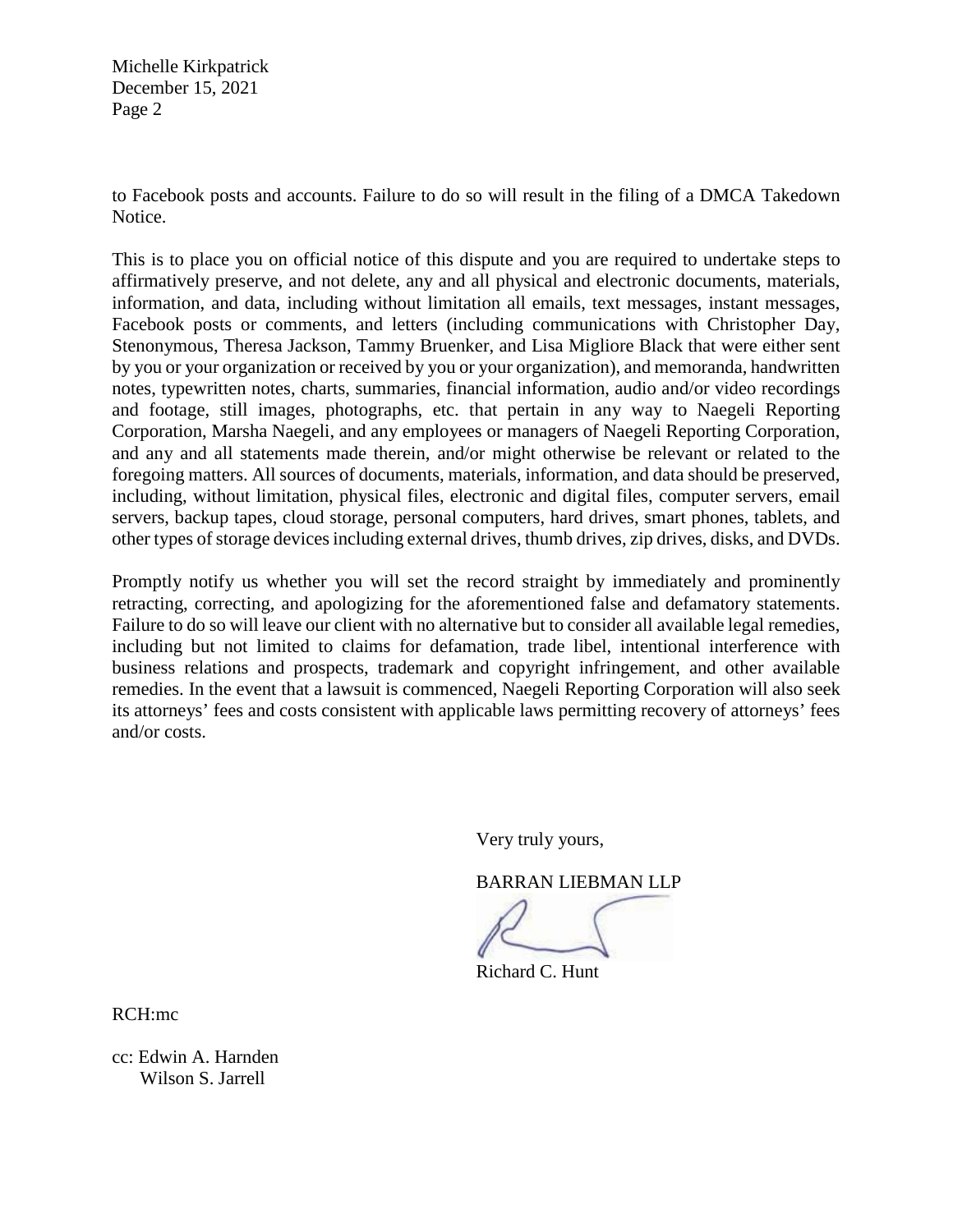to Facebook posts and accounts. Failure to do so will result in the filing of a DMCA Takedown Notice.

This is to place you on official notice of this dispute and you are required to undertake steps to affirmatively preserve, and not delete, any and all physical and electronic documents, materials, information, and data, including without limitation all emails, text messages, instant messages, Facebook posts or comments, and letters (including communications with Christopher Day, Stenonymous, Theresa Jackson, Tammy Bruenker, and Lisa Migliore Black that were either sent by you or your organization or received by you or your organization), and memoranda, handwritten notes, typewritten notes, charts, summaries, financial information, audio and/or video recordings and footage, still images, photographs, etc. that pertain in any way to Naegeli Reporting Corporation, Marsha Naegeli, and any employees or managers of Naegeli Reporting Corporation, and any and all statements made therein, and/or might otherwise be relevant or related to the foregoing matters. All sources of documents, materials, information, and data should be preserved, including, without limitation, physical files, electronic and digital files, computer servers, email servers, backup tapes, cloud storage, personal computers, hard drives, smart phones, tablets, and other types of storage devices including external drives, thumb drives, zip drives, disks, and DVDs.

Promptly notify us whether you will set the record straight by immediately and prominently retracting, correcting, and apologizing for the aforementioned false and defamatory statements. Failure to do so will leave our client with no alternative but to consider all available legal remedies, including but not limited to claims for defamation, trade libel, intentional interference with business relations and prospects, trademark and copyright infringement, and other available remedies. In the event that a lawsuit is commenced, Naegeli Reporting Corporation will also seek its attorneys' fees and costs consistent with applicable laws permitting recovery of attorneys' fees and/or costs.

Very truly yours,

BARRAN LIEBMAN LLP

Richard C. Hunt

RCH:mc

cc: Edwin A. Harnden
Wilson S. Jarrell